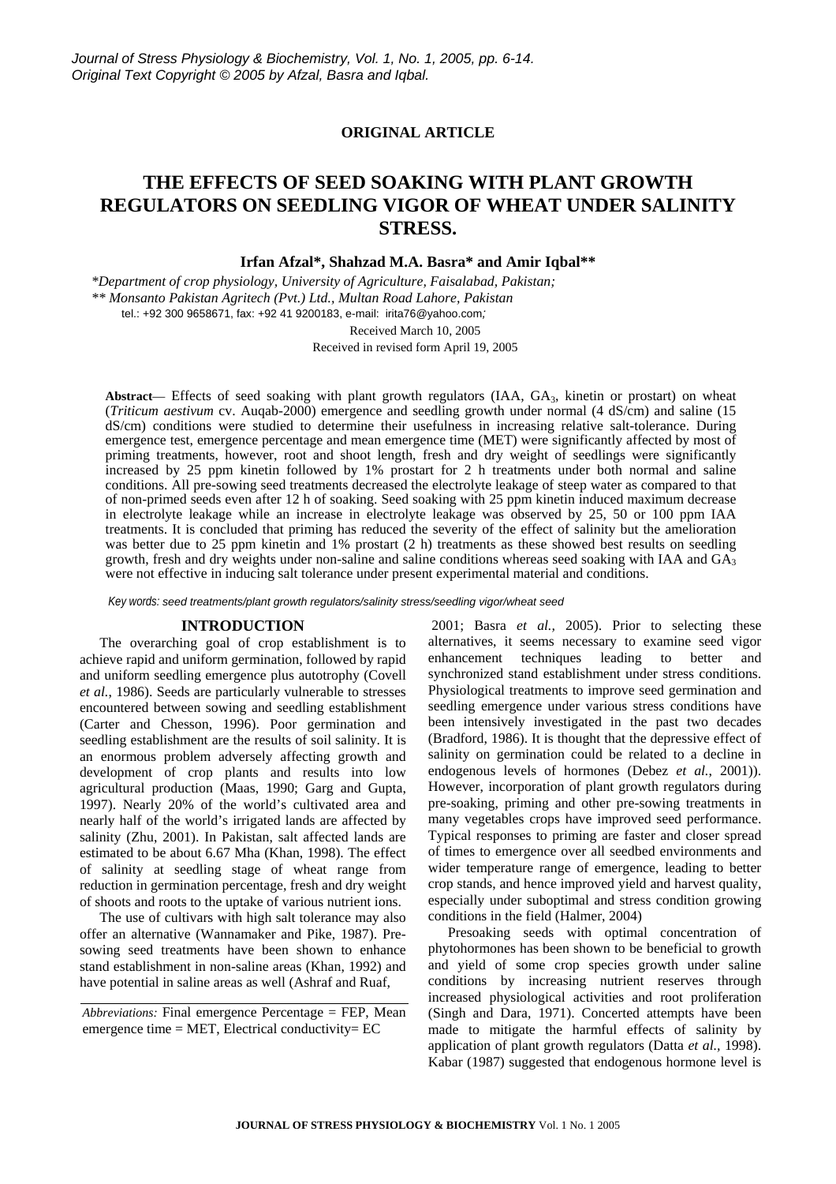## ORIGINAL ARTICLE

# THE EFFECTS OF SEED SOAKING WITH PLANT GROWTH REGULATORS ON SEEDLING VIGOR OF WHEAT UNDER SALINITY STRESS.

**Irfan Afzal\*, Shahzad M.A. Basra\* and Amir Iqbal\*\***

*\*Department of crop physiology, University of Agriculture, Faisalabad, Pakistan;*
*\*\* Monsanto Pakistan Agritech (Pvt.) Ltd., Multan Road Lahore, Pakistan*
tel.: +92 300 9658671, fax: +92 41 9200183, e-mail: irita76@yahoo.com;

Received March 10, 2005
Received in revised form April 19, 2005

**Abstract**— Effects of seed soaking with plant growth regulators (IAA, $GA_3$, kinetin or prostart) on wheat (*Triticum aestivum* cv. Auqab-2000) emergence and seedling growth under normal (4 dS/cm) and saline (15 dS/cm) conditions were studied to determine their usefulness in increasing relative salt-tolerance. During emergence test, emergence percentage and mean emergence time (MET) were significantly affected by most of priming treatments, however, root and shoot length, fresh and dry weight of seedlings were significantly increased by 25 ppm kinetin followed by 1% prostart for 2 h treatments under both normal and saline conditions. All pre-sowing seed treatments decreased the electrolyte leakage of steep water as compared to that of non-primed seeds even after 12 h of soaking. Seed soaking with 25 ppm kinetin induced maximum decrease in electrolyte leakage while an increase in electrolyte leakage was observed by 25, 50 or 100 ppm IAA treatments. It is concluded that priming has reduced the severity of the effect of salinity but the amelioration was better due to 25 ppm kinetin and 1% prostart (2 h) treatments as these showed best results on seedling growth, fresh and dry weights under non-saline and saline conditions whereas seed soaking with IAA and $GA_3$ were not effective in inducing salt tolerance under present experimental material and conditions.

*Key words: seed treatments/plant growth regulators/salinity stress/seedling vigor/wheat seed*

## INTRODUCTION

The overarching goal of crop establishment is to achieve rapid and uniform germination, followed by rapid and uniform seedling emergence plus autotrophy (Covell *et al.,* 1986). Seeds are particularly vulnerable to stresses encountered between sowing and seedling establishment (Carter and Chesson, 1996). Poor germination and seedling establishment are the results of soil salinity. It is an enormous problem adversely affecting growth and development of crop plants and results into low agricultural production (Maas, 1990; Garg and Gupta, 1997). Nearly 20% of the world's cultivated area and nearly half of the world's irrigated lands are affected by salinity (Zhu, 2001). In Pakistan, salt affected lands are estimated to be about 6.67 Mha (Khan, 1998). The effect of salinity at seedling stage of wheat range from reduction in germination percentage, fresh and dry weight of shoots and roots to the uptake of various nutrient ions.

The use of cultivars with high salt tolerance may also offer an alternative (Wannamaker and Pike, 1987). Pre-sowing seed treatments have been shown to enhance stand establishment in non-saline areas (Khan, 1992) and have potential in saline areas as well (Ashraf and Ruaf, 2001; Basra *et al.,* 2005). Prior to selecting these alternatives, it seems necessary to examine seed vigor enhancement techniques leading to better and synchronized stand establishment under stress conditions. Physiological treatments to improve seed germination and seedling emergence under various stress conditions have been intensively investigated in the past two decades (Bradford, 1986). It is thought that the depressive effect of salinity on germination could be related to a decline in endogenous levels of hormones (Debez *et al.*, 2001)). However, incorporation of plant growth regulators during pre-soaking, priming and other pre-sowing treatments in many vegetables crops have improved seed performance. Typical responses to priming are faster and closer spread of times to emergence over all seedbed environments and wider temperature range of emergence, leading to better crop stands, and hence improved yield and harvest quality, especially under suboptimal and stress condition growing conditions in the field (Halmer, 2004)

Presoaking seeds with optimal concentration of phytohormones has been shown to be beneficial to growth and yield of some crop species growth under saline conditions by increasing nutrient reserves through increased physiological activities and root proliferation (Singh and Dara, 1971). Concerted attempts have been made to mitigate the harmful effects of salinity by application of plant growth regulators (Datta *et al.,* 1998). Kabar (1987) suggested that endogenous hormone level is

*Abbreviations:* Final emergence Percentage = FEP, Mean emergence time = MET, Electrical conductivity= EC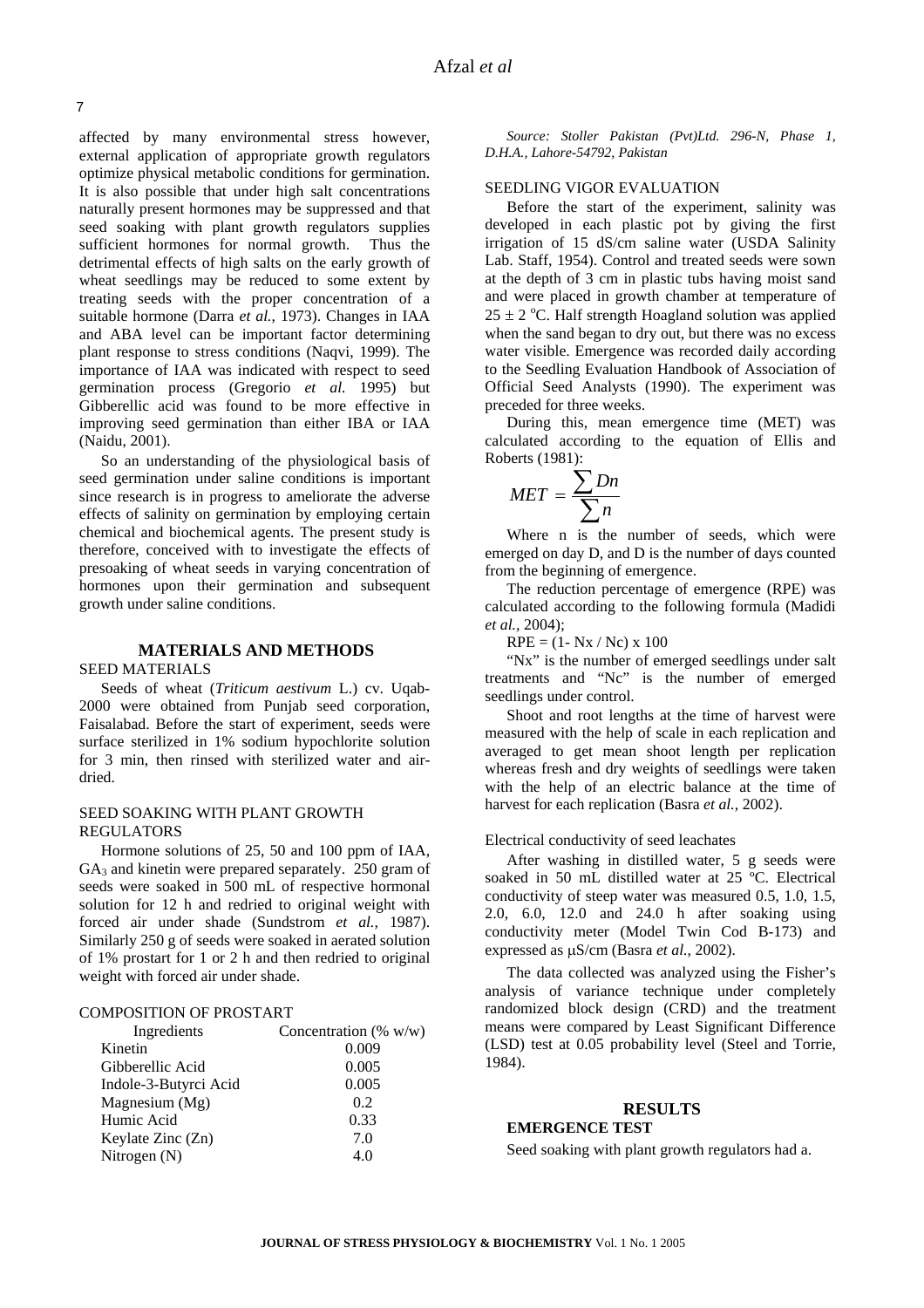affected by many environmental stress however, external application of appropriate growth regulators optimize physical metabolic conditions for germination. It is also possible that under high salt concentrations naturally present hormones may be suppressed and that seed soaking with plant growth regulators supplies sufficient hormones for normal growth. Thus the detrimental effects of high salts on the early growth of wheat seedlings may be reduced to some extent by treating seeds with the proper concentration of a suitable hormone (Darra *et al.*, 1973). Changes in IAA and ABA level can be important factor determining plant response to stress conditions (Naqvi, 1999). The importance of IAA was indicated with respect to seed germination process (Gregorio *et al.* 1995) but Gibberellic acid was found to be more effective in improving seed germination than either IBA or IAA (Naidu, 2001).

So an understanding of the physiological basis of seed germination under saline conditions is important since research is in progress to ameliorate the adverse effects of salinity on germination by employing certain chemical and biochemical agents. The present study is therefore, conceived with to investigate the effects of presoaking of wheat seeds in varying concentration of hormones upon their germination and subsequent growth under saline conditions.

## MATERIALS AND METHODS

### SEED MATERIALS

Seeds of wheat (*Triticum aestivum* L.) cv. Uqab-2000 were obtained from Punjab seed corporation, Faisalabad. Before the start of experiment, seeds were surface sterilized in 1% sodium hypochlorite solution for 3 min, then rinsed with sterilized water and air-dried.

### SEED SOAKING WITH PLANT GROWTH REGULATORS

Hormone solutions of 25, 50 and 100 ppm of IAA, $GA_3$ and kinetin were prepared separately. 250 gram of seeds were soaked in 500 mL of respective hormonal solution for 12 h and redried to original weight with forced air under shade (Sundstrom *et al.,* 1987). Similarly 250 g of seeds were soaked in aerated solution of 1% prostart for 1 or 2 h and then redried to original weight with forced air under shade.

### COMPOSITION OF PROSTART

| Ingredients | Concentration (% w/w) |
|---|---|
| Kinetin | 0.009 |
| Gibberellic Acid | 0.005 |
| Indole-3-Butyrci Acid | 0.005 |
| Magnesium (Mg) | 0.2 |
| Humic Acid | 0.33 |
| Keylate Zinc (Zn) | 7.0 |
| Nitrogen (N) | 4.0 |

*Source: Stoller Pakistan (Pvt)Ltd. 296-N, Phase 1, D.H.A., Lahore-54792, Pakistan*

### SEEDLING VIGOR EVALUATION

Before the start of the experiment, salinity was developed in each plastic pot by giving the first irrigation of 15 dS/cm saline water (USDA Salinity Lab. Staff, 1954). Control and treated seeds were sown at the depth of 3 cm in plastic tubs having moist sand and were placed in growth chamber at temperature of $25 \pm 2$ °C. Half strength Hoagland solution was applied when the sand began to dry out, but there was no excess water visible. Emergence was recorded daily according to the Seedling Evaluation Handbook of Association of Official Seed Analysts (1990). The experiment was preceded for three weeks.

During this, mean emergence time (MET) was calculated according to the equation of Ellis and Roberts (1981):

$$MET = \frac{\sum Dn}{\sum n}$$

Where n is the number of seeds, which were emerged on day D, and D is the number of days counted from the beginning of emergence.

The reduction percentage of emergence (RPE) was calculated according to the following formula (Madidi *et al.,* 2004);

$RPE = (1 - Nx / Nc) \times 100$

"Nx" is the number of emerged seedlings under salt treatments and "Nc" is the number of emerged seedlings under control.

Shoot and root lengths at the time of harvest were measured with the help of scale in each replication and averaged to get mean shoot length per replication whereas fresh and dry weights of seedlings were taken with the help of an electric balance at the time of harvest for each replication (Basra *et al.,* 2002).

#### Electrical conductivity of seed leachates

After washing in distilled water, 5 g seeds were soaked in 50 mL distilled water at 25 ºC. Electrical conductivity of steep water was measured 0.5, 1.0, 1.5, 2.0, 6.0, 12.0 and 24.0 h after soaking using conductivity meter (Model Twin Cod B-173) and expressed as μS/cm (Basra *et al*., 2002).

The data collected was analyzed using the Fisher's analysis of variance technique under completely randomized block design (CRD) and the treatment means were compared by Least Significant Difference (LSD) test at 0.05 probability level (Steel and Torrie, 1984).

## RESULTS

### EMERGENCE TEST

Seed soaking with plant growth regulators had a.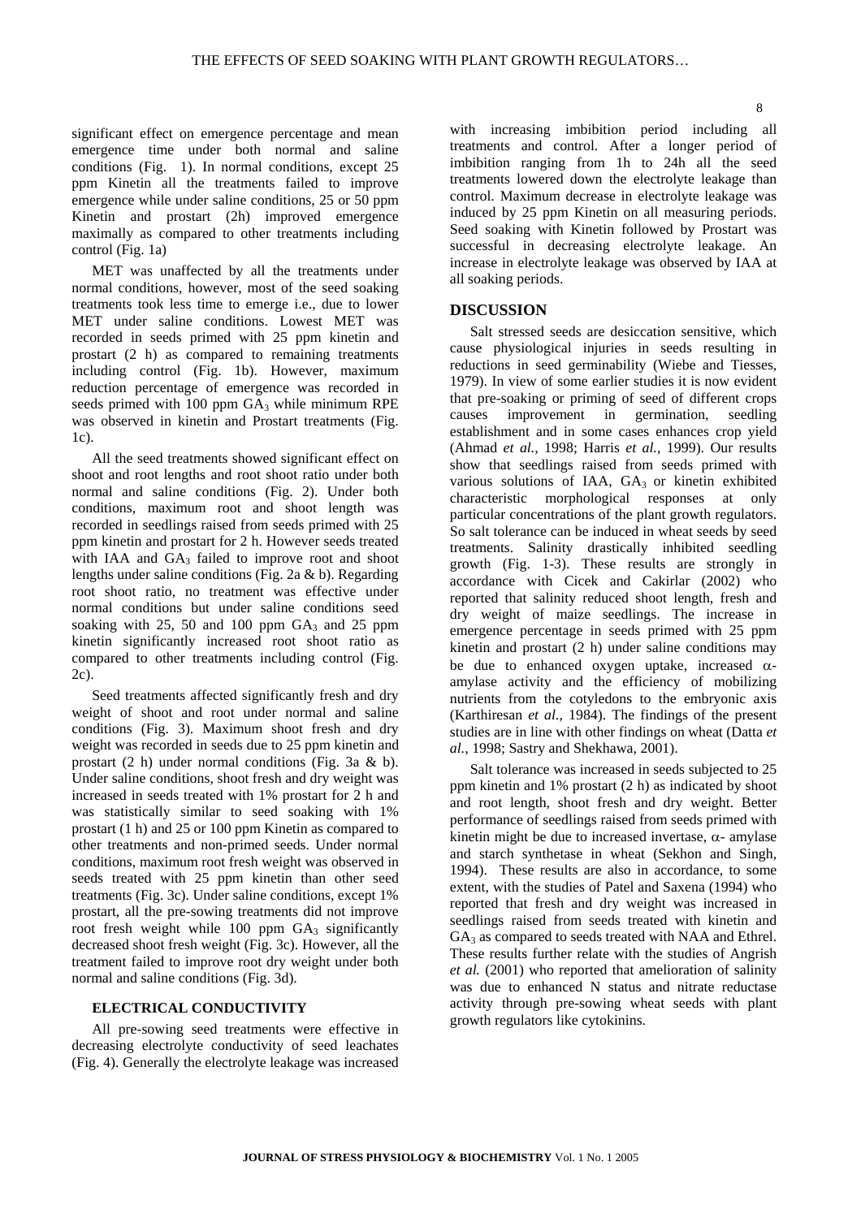significant effect on emergence percentage and mean emergence time under both normal and saline conditions (Fig. 1). In normal conditions, except 25 ppm Kinetin all the treatments failed to improve emergence while under saline conditions, 25 or 50 ppm Kinetin and prostart (2h) improved emergence maximally as compared to other treatments including control (Fig. 1a)

MET was unaffected by all the treatments under normal conditions, however, most of the seed soaking treatments took less time to emerge i.e., due to lower MET under saline conditions. Lowest MET was recorded in seeds primed with 25 ppm kinetin and prostart (2 h) as compared to remaining treatments including control (Fig. 1b). However, maximum reduction percentage of emergence was recorded in seeds primed with 100 ppm $GA_3$ while minimum RPE was observed in kinetin and Prostart treatments (Fig. 1c).

All the seed treatments showed significant effect on shoot and root lengths and root shoot ratio under both normal and saline conditions (Fig. 2). Under both conditions, maximum root and shoot length was recorded in seedlings raised from seeds primed with 25 ppm kinetin and prostart for 2 h. However seeds treated with IAA and $GA_3$ failed to improve root and shoot lengths under saline conditions (Fig. 2a & b). Regarding root shoot ratio, no treatment was effective under normal conditions but under saline conditions seed soaking with 25, 50 and 100 ppm $GA_3$ and 25 ppm kinetin significantly increased root shoot ratio as compared to other treatments including control (Fig. 2c).

Seed treatments affected significantly fresh and dry weight of shoot and root under normal and saline conditions (Fig. 3). Maximum shoot fresh and dry weight was recorded in seeds due to 25 ppm kinetin and prostart (2 h) under normal conditions (Fig. 3a & b). Under saline conditions, shoot fresh and dry weight was increased in seeds treated with 1% prostart for 2 h and was statistically similar to seed soaking with 1% prostart (1 h) and 25 or 100 ppm Kinetin as compared to other treatments and non-primed seeds. Under normal conditions, maximum root fresh weight was observed in seeds treated with 25 ppm kinetin than other seed treatments (Fig. 3c). Under saline conditions, except 1% prostart, all the pre-sowing treatments did not improve root fresh weight while 100 ppm $GA_3$ significantly decreased shoot fresh weight (Fig. 3c). However, all the treatment failed to improve root dry weight under both normal and saline conditions (Fig. 3d).

### ELECTRICAL CONDUCTIVITY

All pre-sowing seed treatments were effective in decreasing electrolyte conductivity of seed leachates (Fig. 4). Generally the electrolyte leakage was increased with increasing imbibition period including all treatments and control. After a longer period of imbibition ranging from 1h to 24h all the seed treatments lowered down the electrolyte leakage than control. Maximum decrease in electrolyte leakage was induced by 25 ppm Kinetin on all measuring periods. Seed soaking with Kinetin followed by Prostart was successful in decreasing electrolyte leakage. An increase in electrolyte leakage was observed by IAA at all soaking periods.

## DISCUSSION

Salt stressed seeds are desiccation sensitive, which cause physiological injuries in seeds resulting in reductions in seed germinability (Wiebe and Tiesses, 1979). In view of some earlier studies it is now evident that pre-soaking or priming of seed of different crops causes improvement in germination, seedling establishment and in some cases enhances crop yield (Ahmad *et al.*, 1998; Harris *et al.*, 1999). Our results show that seedlings raised from seeds primed with various solutions of IAA, $GA_3$ or kinetin exhibited characteristic morphological responses at only particular concentrations of the plant growth regulators. So salt tolerance can be induced in wheat seeds by seed treatments. Salinity drastically inhibited seedling growth (Fig. 1-3). These results are strongly in accordance with Cicek and Cakirlar (2002) who reported that salinity reduced shoot length, fresh and dry weight of maize seedlings. The increase in emergence percentage in seeds primed with 25 ppm kinetin and prostart (2 h) under saline conditions may be due to enhanced oxygen uptake, increased $\alpha$-amylase activity and the efficiency of mobilizing nutrients from the cotyledons to the embryonic axis (Karthiresan *et al.*, 1984). The findings of the present studies are in line with other findings on wheat (Datta *et al.*, 1998; Sastry and Shekhawa, 2001).

Salt tolerance was increased in seeds subjected to 25 ppm kinetin and 1% prostart (2 h) as indicated by shoot and root length, shoot fresh and dry weight. Better performance of seedlings raised from seeds primed with kinetin might be due to increased invertase, $\alpha$- amylase and starch synthetase in wheat (Sekhon and Singh, 1994). These results are also in accordance, to some extent, with the studies of Patel and Saxena (1994) who reported that fresh and dry weight was increased in seedlings raised from seeds treated with kinetin and $GA_3$ as compared to seeds treated with NAA and Ethrel. These results further relate with the studies of Angrish *et al.* (2001) who reported that amelioration of salinity was due to enhanced N status and nitrate reductase activity through pre-sowing wheat seeds with plant growth regulators like cytokinins.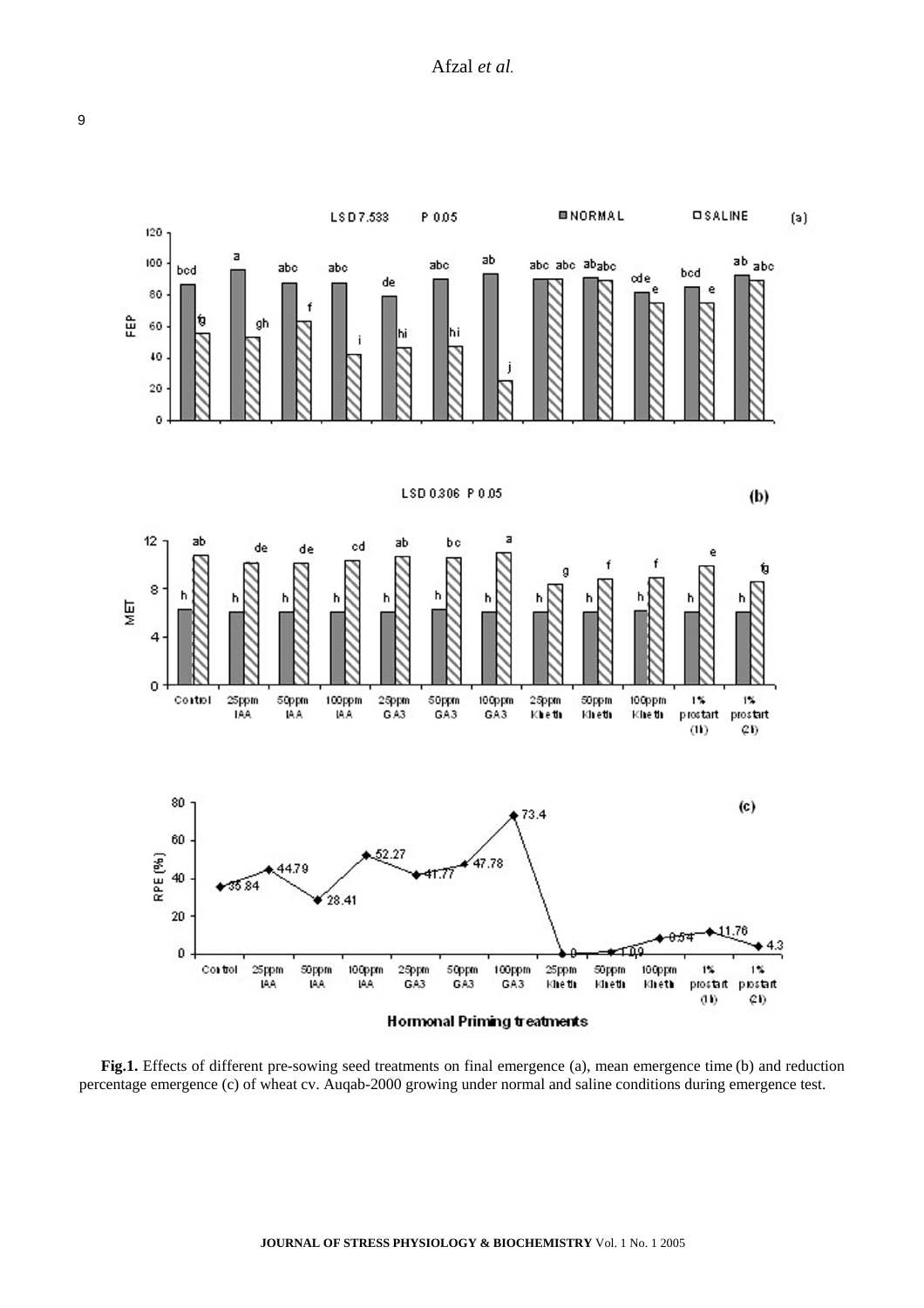**Fig.1.** Effects of different pre-sowing seed treatments on final emergence (a), mean emergence time (b) and reduction percentage emergence (c) of wheat cv. Auqab-2000 growing under normal and saline conditions during emergence test.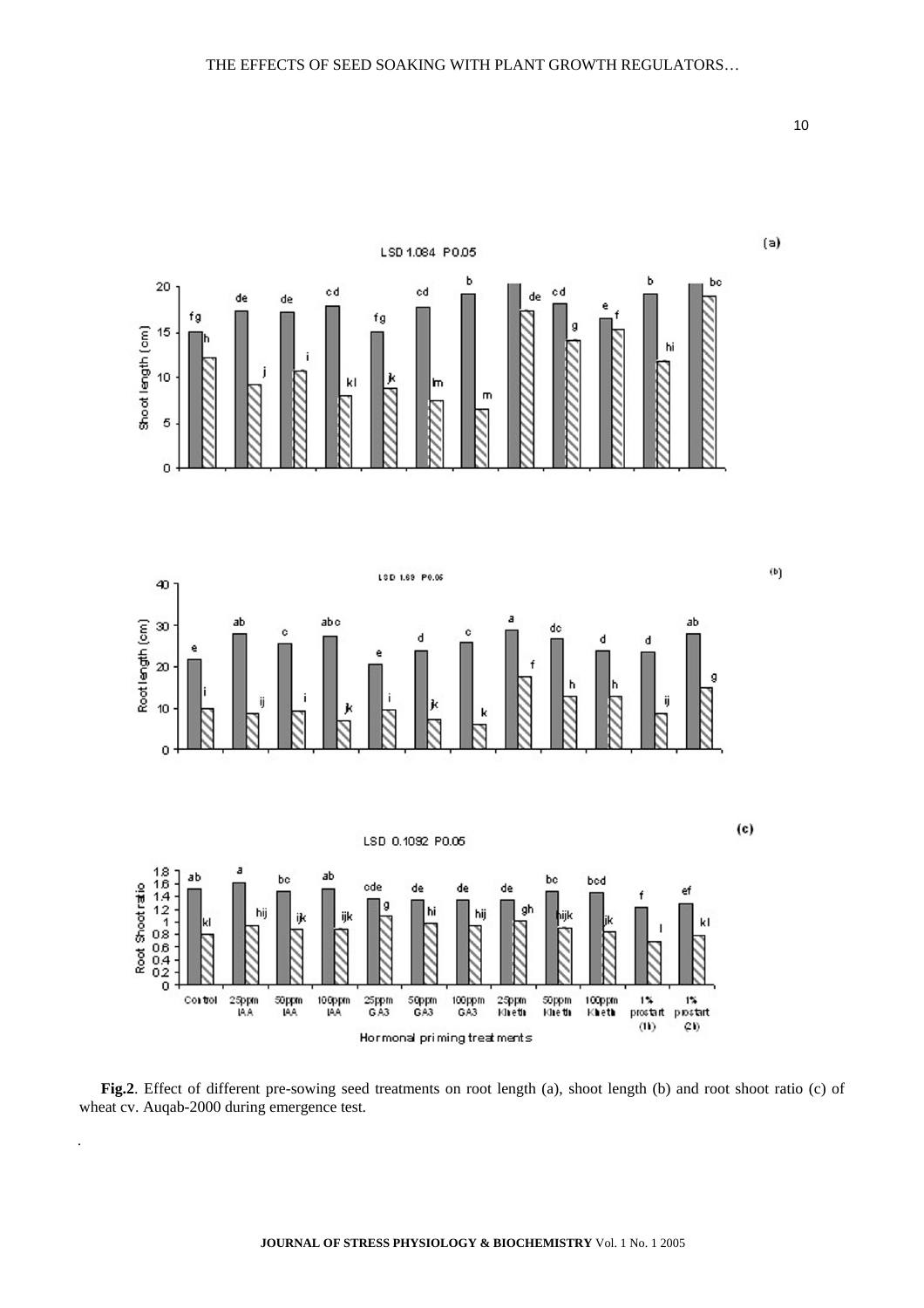Fig.2. Effect of different pre-sowing seed treatments on root length (a), shoot length (b) and root shoot ratio (c) of wheat cv. Auqab-2000 during emergence test.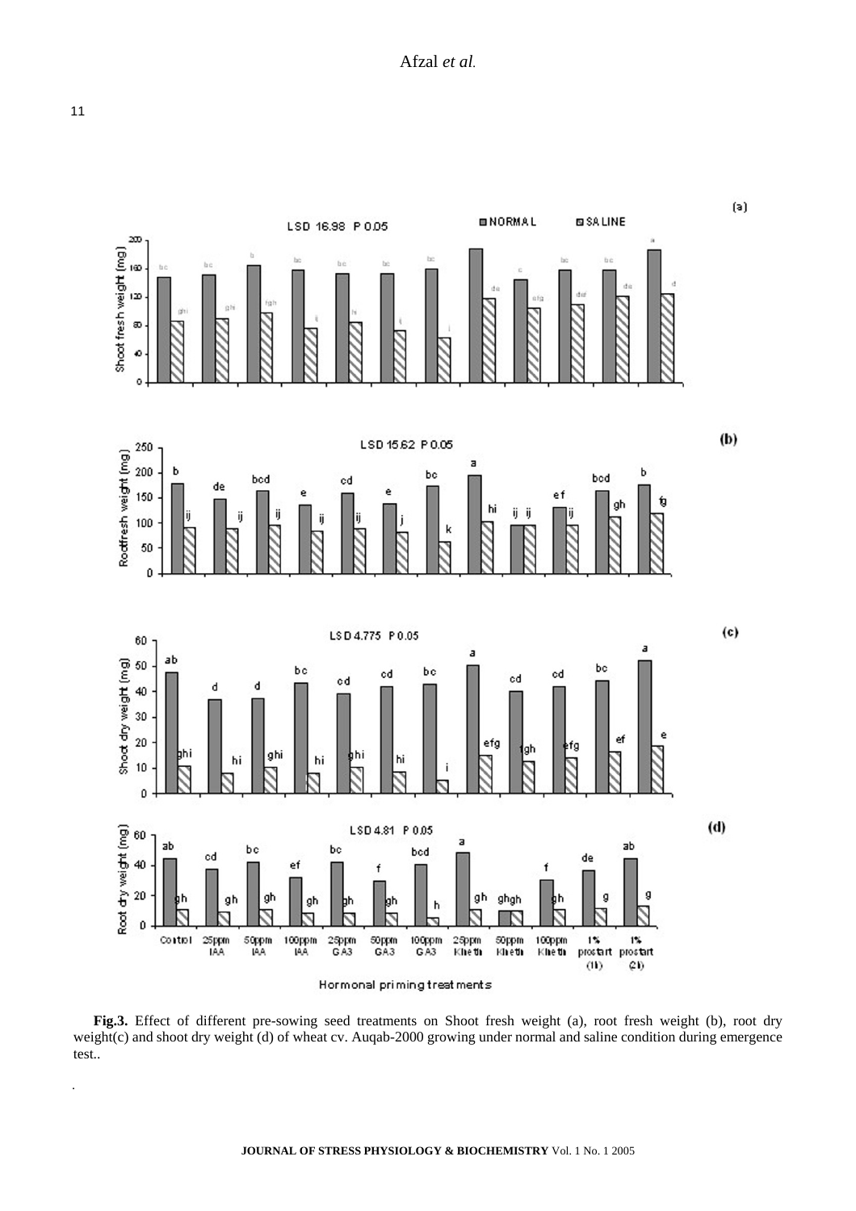**Fig.3.** Effect of different pre-sowing seed treatments on Shoot fresh weight (a), root fresh weight (b), root dry weight(c) and shoot dry weight (d) of wheat cv. Auqab-2000 growing under normal and saline condition during emergence test..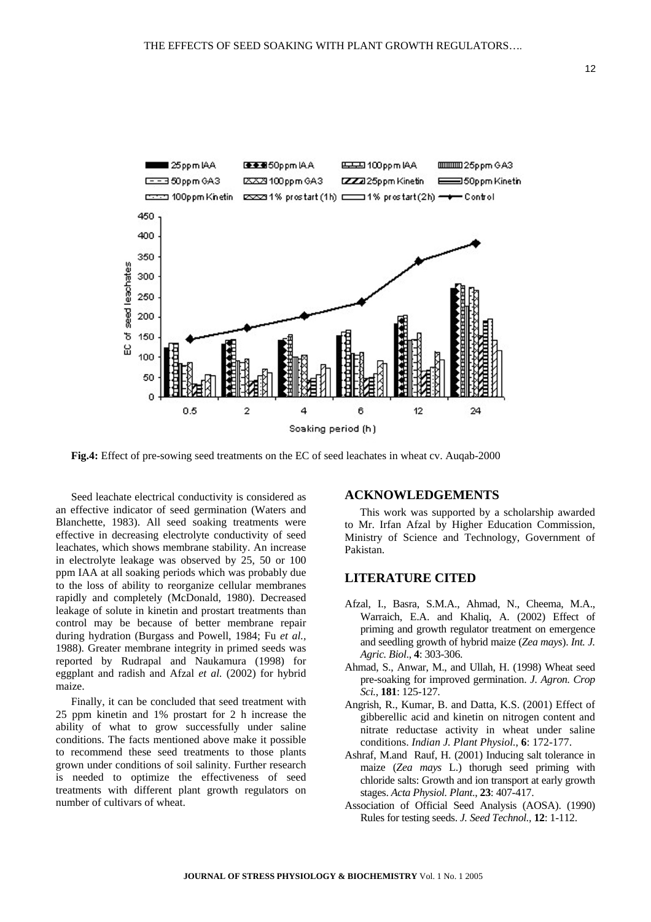**Fig.4:** Effect of pre-sowing seed treatments on the EC of seed leachates in wheat cv. Auqab-2000

Seed leachate electrical conductivity is considered as an effective indicator of seed germination (Waters and Blanchette, 1983). All seed soaking treatments were effective in decreasing electrolyte conductivity of seed leachates, which shows membrane stability. An increase in electrolyte leakage was observed by 25, 50 or 100 ppm IAA at all soaking periods which was probably due to the loss of ability to reorganize cellular membranes rapidly and completely (McDonald, 1980). Decreased leakage of solute in kinetin and prostart treatments than control may be because of better membrane repair during hydration (Burgass and Powell, 1984; Fu *et al.,* 1988). Greater membrane integrity in primed seeds was reported by Rudrapal and Naukamura (1998) for eggplant and radish and Afzal *et al.* (2002) for hybrid maize.

Finally, it can be concluded that seed treatment with 25 ppm kinetin and 1% prostart for 2 h increase the ability of what to grow successfully under saline conditions. The facts mentioned above make it possible to recommend these seed treatments to those plants grown under conditions of soil salinity. Further research is needed to optimize the effectiveness of seed treatments with different plant growth regulators on number of cultivars of wheat.

## ACKNOWLEDGEMENTS

This work was supported by a scholarship awarded to Mr. Irfan Afzal by Higher Education Commission, Ministry of Science and Technology, Government of Pakistan.

## LITERATURE CITED

Afzal, I., Basra, S.M.A., Ahmad, N., Cheema, M.A., Warraich, E.A. and Khaliq, A. (2002) Effect of priming and growth regulator treatment on emergence and seedling growth of hybrid maize (*Zea mays*). *Int. J. Agric. Biol.*, **4**: 303-306.

Ahmad, S., Anwar, M., and Ullah, H. (1998) Wheat seed pre-soaking for improved germination. *J. Agron. Crop Sci.*, **181**: 125-127.

Angrish, R., Kumar, B. and Datta, K.S. (2001) Effect of gibberellic acid and kinetin on nitrogen content and nitrate reductase activity in wheat under saline conditions. *Indian J. Plant Physiol.*, **6**: 172-177.

Ashraf, M.and Rauf, H. (2001) Inducing salt tolerance in maize (*Zea mays* L.) thorugh seed priming with chloride salts: Growth and ion transport at early growth stages. *Acta Physiol. Plant.*, **23**: 407-417.

Association of Official Seed Analysis (AOSA). (1990) Rules for testing seeds. *J. Seed Technol.*, **12**: 1-112.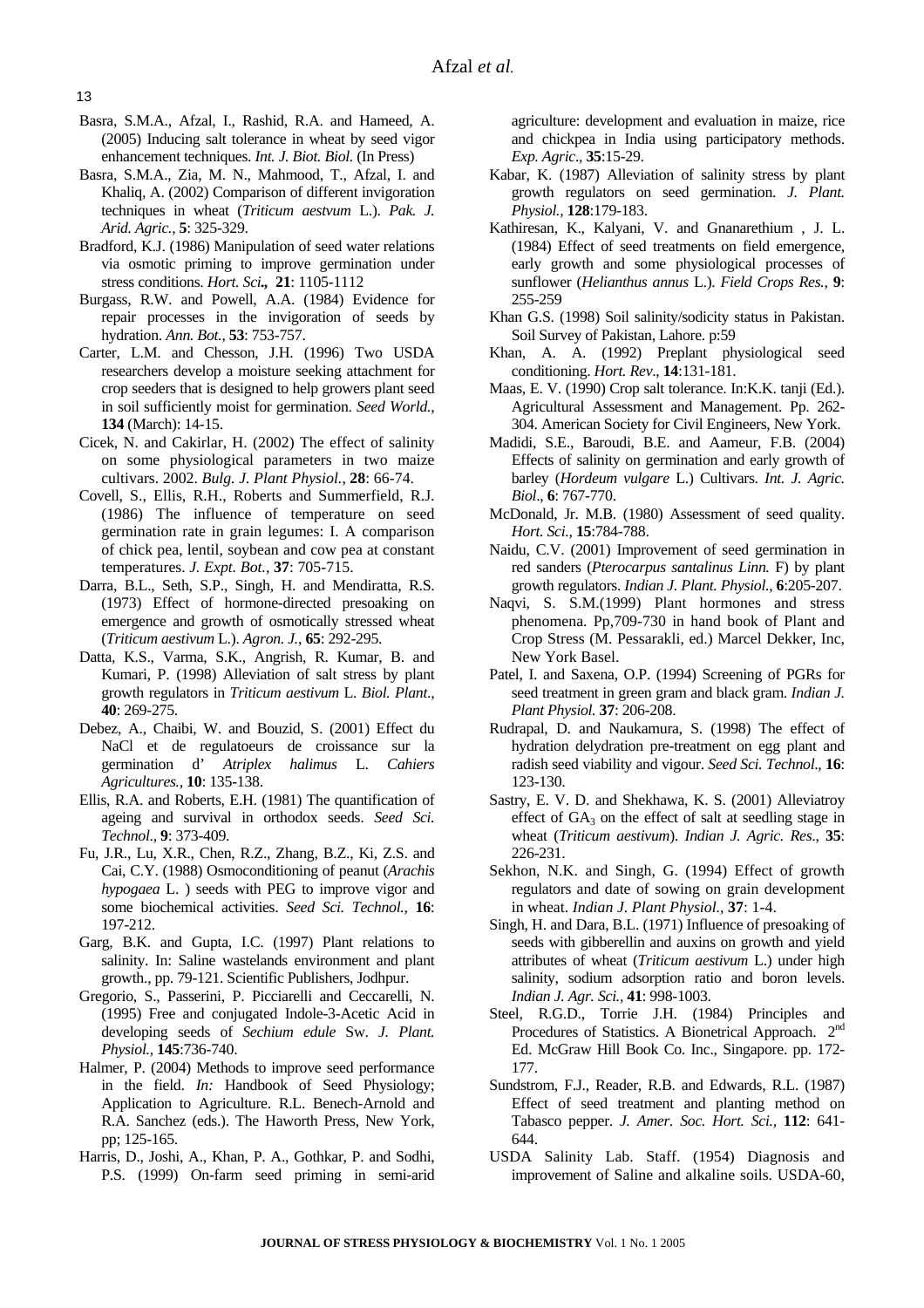Basra, S.M.A., Afzal, I., Rashid, R.A. and Hameed, A. (2005) Inducing salt tolerance in wheat by seed vigor enhancement techniques. *Int. J. Biot. Biol.* (In Press)

Basra, S.M.A., Zia, M. N., Mahmood, T., Afzal, I. and Khaliq, A. (2002) Comparison of different invigoration techniques in wheat (*Triticum aestvum* L.). *Pak. J. Arid. Agric.*, **5**: 325-329.

Bradford, K.J. (1986) Manipulation of seed water relations via osmotic priming to improve germination under stress conditions. *Hort. Sci.*, **21**: 1105-1112

Burgass, R.W. and Powell, A.A. (1984) Evidence for repair processes in the invigoration of seeds by hydration. *Ann. Bot.*, **53**: 753-757.

Carter, L.M. and Chesson, J.H. (1996) Two USDA researchers develop a moisture seeking attachment for crop seeders that is designed to help growers plant seed in soil sufficiently moist for germination. *Seed World.*, **134** (March): 14-15.

Cicek, N. and Cakirlar, H. (2002) The effect of salinity on some physiological parameters in two maize cultivars. 2002. *Bulg. J. Plant Physiol.*, **28**: 66-74.

Covell, S., Ellis, R.H., Roberts and Summerfield, R.J. (1986) The influence of temperature on seed germination rate in grain legumes: I. A comparison of chick pea, lentil, soybean and cow pea at constant temperatures. *J. Expt. Bot.*, **37**: 705-715.

Darra, B.L., Seth, S.P., Singh, H. and Mendiratta, R.S. (1973) Effect of hormone-directed presoaking on emergence and growth of osmotically stressed wheat (*Triticum aestivum* L.). *Agron. J.*, **65**: 292-295.

Datta, K.S., Varma, S.K., Angrish, R. Kumar, B. and Kumari, P. (1998) Alleviation of salt stress by plant growth regulators in *Triticum aestivum* L. *Biol. Plant.*, **40**: 269-275.

Debez, A., Chaibi, W. and Bouzid, S. (2001) Effect du NaCl et de regulatoeurs de croissance sur la germination d' *Atriplex halimus* L. *Cahiers Agricultures.*, **10**: 135-138.

Ellis, R.A. and Roberts, E.H. (1981) The quantification of ageing and survival in orthodox seeds. *Seed Sci. Technol.*, **9**: 373-409.

Fu, J.R., Lu, X.R., Chen, R.Z., Zhang, B.Z., Ki, Z.S. and Cai, C.Y. (1988) Osmoconditioning of peanut (*Arachis hypogaea* L. ) seeds with PEG to improve vigor and some biochemical activities. *Seed Sci. Technol.*, **16**: 197-212.

Garg, B.K. and Gupta, I.C. (1997) Plant relations to salinity. In: Saline wastelands environment and plant growth., pp. 79-121. Scientific Publishers, Jodhpur.

Gregorio, S., Passerini, P. Picciarelli and Ceccarelli, N. (1995) Free and conjugated Indole-3-Acetic Acid in developing seeds of *Sechium edule* Sw. *J. Plant. Physiol.*, **145**:736-740.

Halmer, P. (2004) Methods to improve seed performance in the field. *In:* Handbook of Seed Physiology; Application to Agriculture. R.L. Benech-Arnold and R.A. Sanchez (eds.). The Haworth Press, New York, pp; 125-165.

Harris, D., Joshi, A., Khan, P. A., Gothkar, P. and Sodhi, P.S. (1999) On-farm seed priming in semi-arid agriculture: development and evaluation in maize, rice and chickpea in India using participatory methods. *Exp. Agric.*, **35**:15-29.

Kabar, K. (1987) Alleviation of salinity stress by plant growth regulators on seed germination. *J. Plant. Physiol.*, **128**:179-183.

Kathiresan, K., Kalyani, V. and Gnanarethium , J. L. (1984) Effect of seed treatments on field emergence, early growth and some physiological processes of sunflower (*Helianthus annus* L.). *Field Crops Res.*, **9**: 255-259

Khan G.S. (1998) Soil salinity/sodicity status in Pakistan. Soil Survey of Pakistan, Lahore. p:59

Khan, A. A. (1992) Preplant physiological seed conditioning. *Hort. Rev.*, **14**:131-181.

Maas, E. V. (1990) Crop salt tolerance. In:K.K. tanji (Ed.). Agricultural Assessment and Management. Pp. 262-304. American Society for Civil Engineers, New York.

Madidi, S.E., Baroudi, B.E. and Aameur, F.B. (2004) Effects of salinity on germination and early growth of barley (*Hordeum vulgare* L.) Cultivars. *Int. J. Agric. Biol.*, **6**: 767-770.

McDonald, Jr. M.B. (1980) Assessment of seed quality. *Hort. Sci.*, **15**:784-788.

Naidu, C.V. (2001) Improvement of seed germination in red sanders (*Pterocarpus santalinus Linn.* F) by plant growth regulators. *Indian J. Plant. Physiol.*, **6**:205-207.

Naqvi, S. S.M.(1999) Plant hormones and stress phenomena. Pp,709-730 in hand book of Plant and Crop Stress (M. Pessarakli, ed.) Marcel Dekker, Inc, New York Basel.

Patel, I. and Saxena, O.P. (1994) Screening of PGRs for seed treatment in green gram and black gram. *Indian J. Plant Physiol.* **37**: 206-208.

Rudrapal, D. and Naukamura, S. (1998) The effect of hydration delydration pre-treatment on egg plant and radish seed viability and vigour. *Seed Sci. Technol.*, **16**: 123-130.

Sastry, E. V. D. and Shekhawa, K. S. (2001) Alleviatroy effect of $GA_3$ on the effect of salt at seedling stage in wheat (*Triticum aestivum*). *Indian J. Agric. Res.*, **35**: 226-231.

Sekhon, N.K. and Singh, G. (1994) Effect of growth regulators and date of sowing on grain development in wheat. *Indian J. Plant Physiol.*, **37**: 1-4.

Singh, H. and Dara, B.L. (1971) Influence of presoaking of seeds with gibberellin and auxins on growth and yield attributes of wheat (*Triticum aestivum* L.) under high salinity, sodium adsorption ratio and boron levels. *Indian J. Agr. Sci.*, **41**: 998-1003.

Steel, R.G.D., Torrie J.H. (1984) Principles and Procedures of Statistics. A Bionetrical Approach. 2nd Ed. McGraw Hill Book Co. Inc., Singapore. pp. 172-177.

Sundstrom, F.J., Reader, R.B. and Edwards, R.L. (1987) Effect of seed treatment and planting method on Tabasco pepper. *J. Amer. Soc. Hort. Sci.*, **112**: 641-644.

USDA Salinity Lab. Staff. (1954) Diagnosis and improvement of Saline and alkaline soils. USDA-60,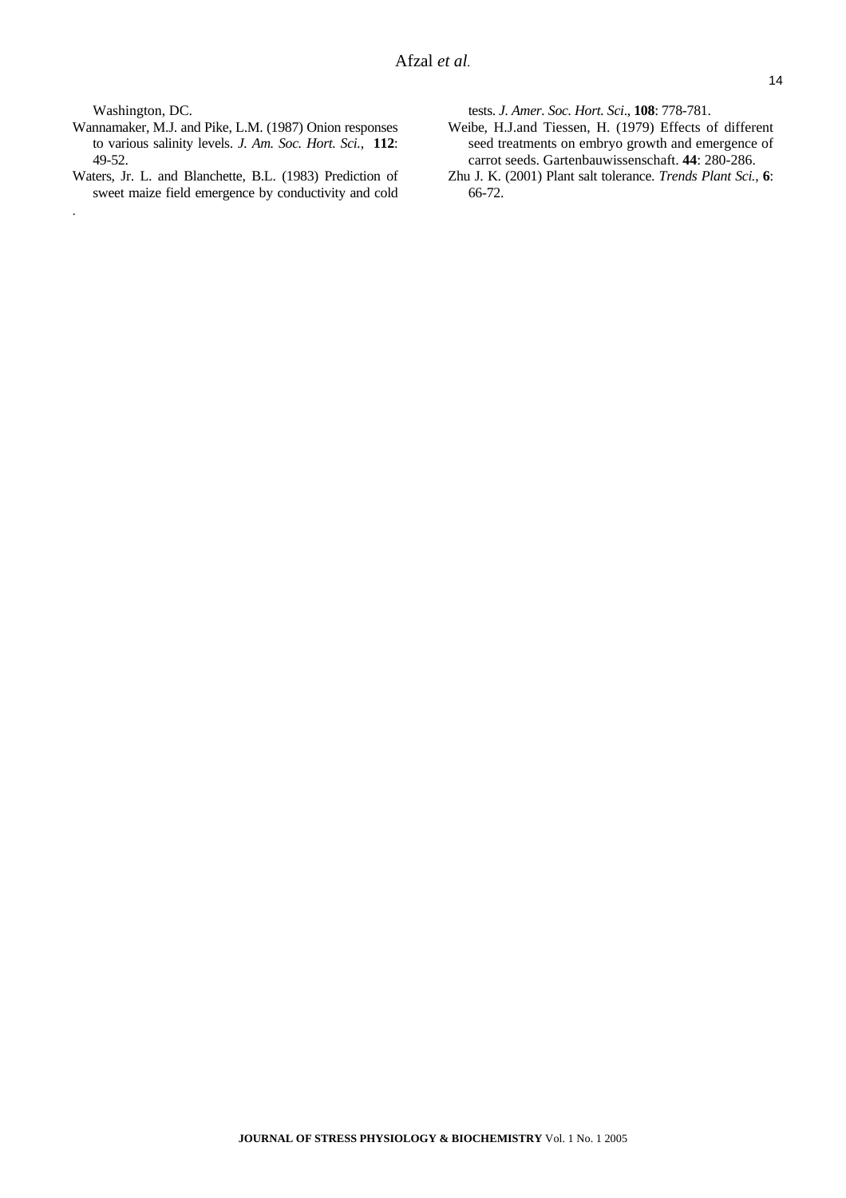Washington, DC.

Wannamaker, M.J. and Pike, L.M. (1987) Onion responses to various salinity levels. *J. Am. Soc. Hort. Sci.*, **112**: 49-52.

Waters, Jr. L. and Blanchette, B.L. (1983) Prediction of sweet maize field emergence by conductivity and cold tests. *J. Amer. Soc. Hort. Sci*., **108**: 778-781.

Weibe, H.J.and Tiessen, H. (1979) Effects of different seed treatments on embryo growth and emergence of carrot seeds. Gartenbauwissenschaft. **44**: 280-286.

Zhu J. K. (2001) Plant salt tolerance. *Trends Plant Sci.*, **6**: 66-72.